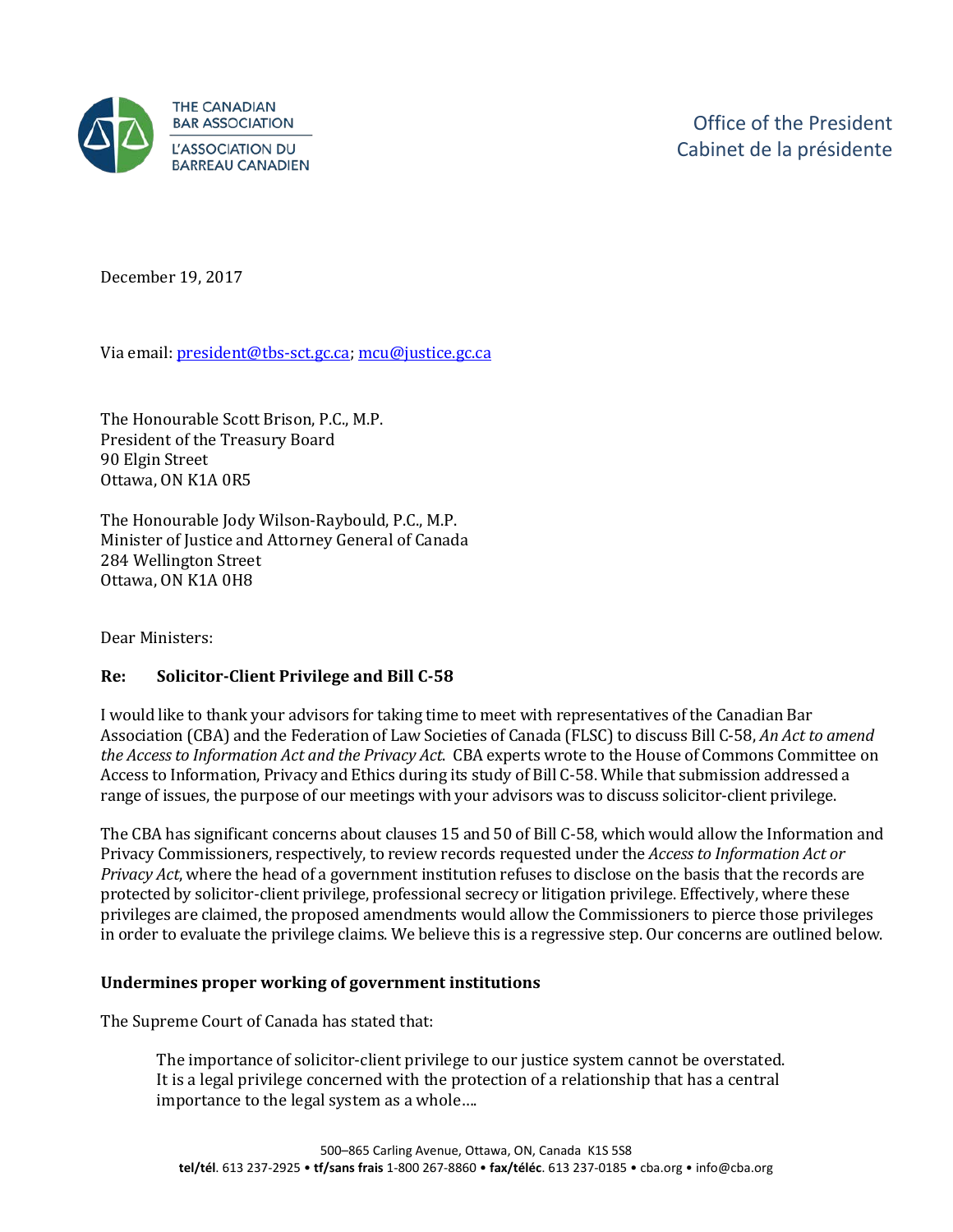THE CANADIAN BAR ASSOCIATION
L'ASSOCIATION DU BARREAU CANADIEN

Office of the President
Cabinet de la présidente

December 19, 2017

Via email: president@tbs-sct.gc.ca; mcu@justice.gc.ca

The Honourable Scott Brison, P.C., M.P.
President of the Treasury Board
90 Elgin Street
Ottawa, ON K1A 0R5

The Honourable Jody Wilson-Raybould, P.C., M.P.
Minister of Justice and Attorney General of Canada
284 Wellington Street
Ottawa, ON K1A 0H8

Dear Ministers:

**Re: Solicitor-Client Privilege and Bill C-58**

I would like to thank your advisors for taking time to meet with representatives of the Canadian Bar Association (CBA) and the Federation of Law Societies of Canada (FLSC) to discuss Bill C-58, *An Act to amend the Access to Information Act and the Privacy Act*. CBA experts wrote to the House of Commons Committee on Access to Information, Privacy and Ethics during its study of Bill C-58. While that submission addressed a range of issues, the purpose of our meetings with your advisors was to discuss solicitor-client privilege.

The CBA has significant concerns about clauses 15 and 50 of Bill C-58, which would allow the Information and Privacy Commissioners, respectively, to review records requested under the *Access to Information Act or Privacy Act*, where the head of a government institution refuses to disclose on the basis that the records are protected by solicitor-client privilege, professional secrecy or litigation privilege. Effectively, where these privileges are claimed, the proposed amendments would allow the Commissioners to pierce those privileges in order to evaluate the privilege claims. We believe this is a regressive step. Our concerns are outlined below.

**Undermines proper working of government institutions**

The Supreme Court of Canada has stated that:

> The importance of solicitor-client privilege to our justice system cannot be overstated. It is a legal privilege concerned with the protection of a relationship that has a central importance to the legal system as a whole….

500–865 Carling Avenue, Ottawa, ON, Canada K1S 5S8
**tel/tél**. 613 237-2925 • **tf/sans frais** 1-800 267-8860 • **fax/téléc**. 613 237-0185 • cba.org • info@cba.org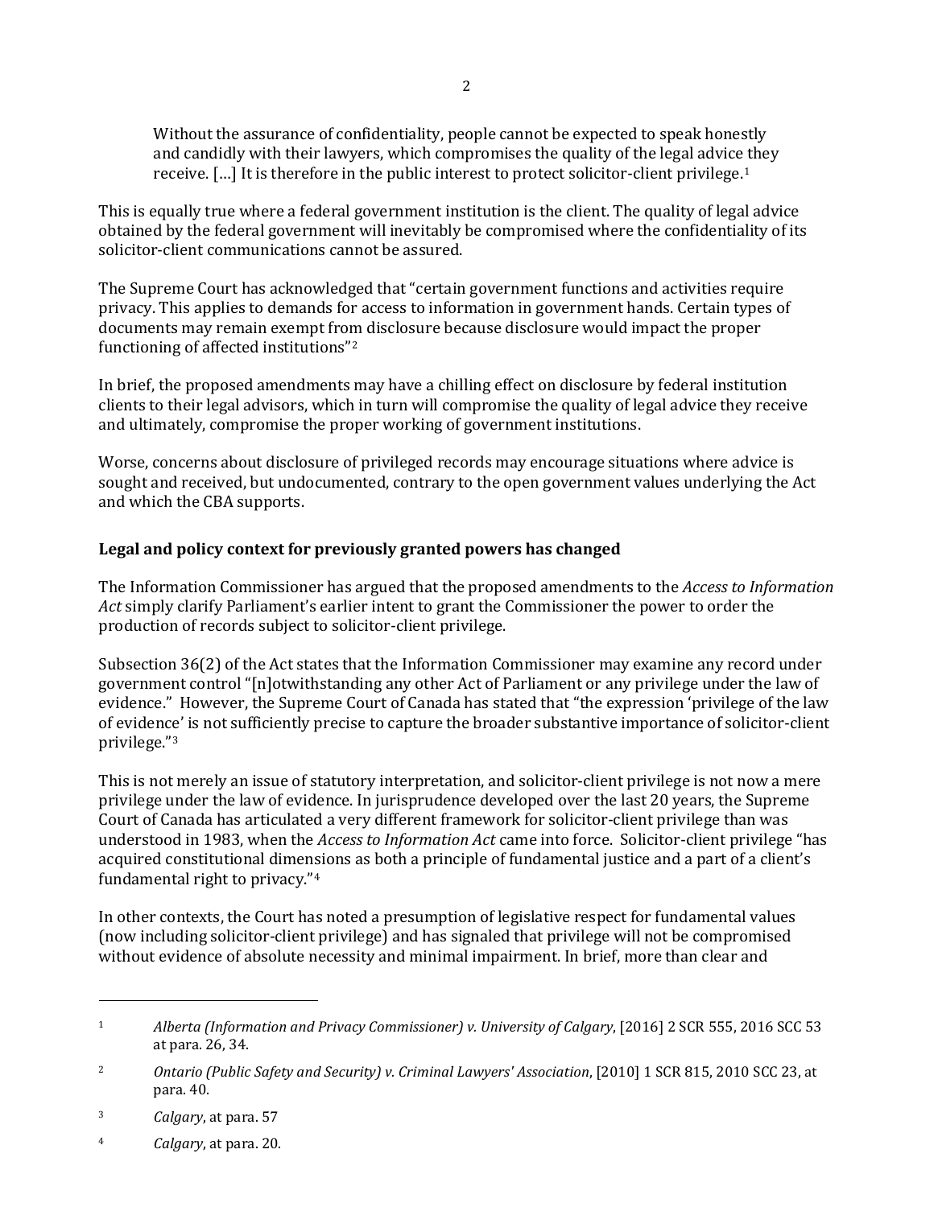> Without the assurance of confidentiality, people cannot be expected to speak honestly and candidly with their lawyers, which compromises the quality of the legal advice they receive. […] It is therefore in the public interest to protect solicitor-client privilege.[1]

This is equally true where a federal government institution is the client. The quality of legal advice obtained by the federal government will inevitably be compromised where the confidentiality of its solicitor-client communications cannot be assured.

The Supreme Court has acknowledged that "certain government functions and activities require privacy. This applies to demands for access to information in government hands. Certain types of documents may remain exempt from disclosure because disclosure would impact the proper functioning of affected institutions"[2]

In brief, the proposed amendments may have a chilling effect on disclosure by federal institution clients to their legal advisors, which in turn will compromise the quality of legal advice they receive and ultimately, compromise the proper working of government institutions.

Worse, concerns about disclosure of privileged records may encourage situations where advice is sought and received, but undocumented, contrary to the open government values underlying the Act and which the CBA supports.

**Legal and policy context for previously granted powers has changed**

The Information Commissioner has argued that the proposed amendments to the *Access to Information Act* simply clarify Parliament's earlier intent to grant the Commissioner the power to order the production of records subject to solicitor-client privilege.

Subsection 36(2) of the Act states that the Information Commissioner may examine any record under government control "[n]otwithstanding any other Act of Parliament or any privilege under the law of evidence." However, the Supreme Court of Canada has stated that "the expression 'privilege of the law of evidence' is not sufficiently precise to capture the broader substantive importance of solicitor-client privilege."[3]

This is not merely an issue of statutory interpretation, and solicitor-client privilege is not now a mere privilege under the law of evidence. In jurisprudence developed over the last 20 years, the Supreme Court of Canada has articulated a very different framework for solicitor-client privilege than was understood in 1983, when the *Access to Information Act* came into force. Solicitor-client privilege "has acquired constitutional dimensions as both a principle of fundamental justice and a part of a client's fundamental right to privacy."[4]

In other contexts, the Court has noted a presumption of legislative respect for fundamental values (now including solicitor-client privilege) and has signaled that privilege will not be compromised without evidence of absolute necessity and minimal impairment. In brief, more than clear and

---

[1] *Alberta (Information and Privacy Commissioner) v. University of Calgary*, [2016] 2 SCR 555, 2016 SCC 53 at para. 26, 34.

[2] *Ontario (Public Safety and Security) v. Criminal Lawyers' Association*, [2010] 1 SCR 815, 2010 SCC 23, at para. 40.

[3] *Calgary*, at para. 57

[4] *Calgary*, at para. 20.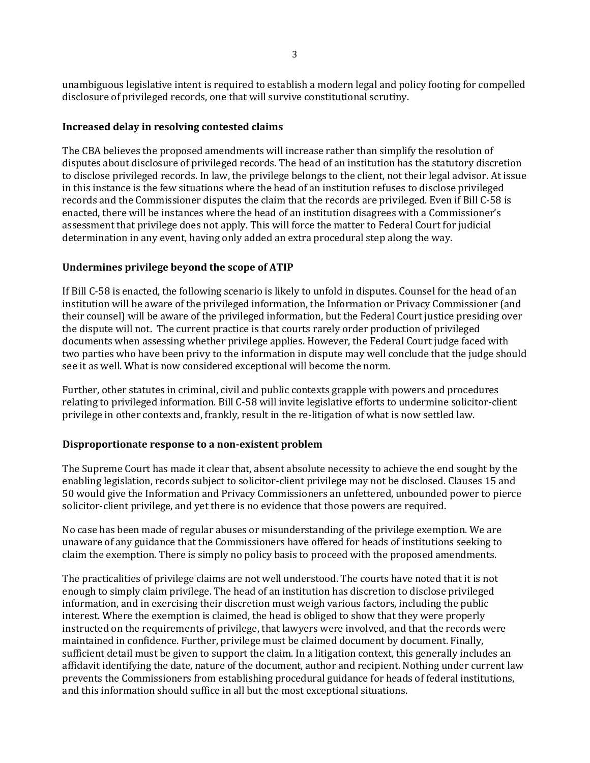unambiguous legislative intent is required to establish a modern legal and policy footing for compelled disclosure of privileged records, one that will survive constitutional scrutiny.

### Increased delay in resolving contested claims

The CBA believes the proposed amendments will increase rather than simplify the resolution of disputes about disclosure of privileged records. The head of an institution has the statutory discretion to disclose privileged records. In law, the privilege belongs to the client, not their legal advisor. At issue in this instance is the few situations where the head of an institution refuses to disclose privileged records and the Commissioner disputes the claim that the records are privileged. Even if Bill C-58 is enacted, there will be instances where the head of an institution disagrees with a Commissioner's assessment that privilege does not apply. This will force the matter to Federal Court for judicial determination in any event, having only added an extra procedural step along the way.

### Undermines privilege beyond the scope of ATIP

If Bill C-58 is enacted, the following scenario is likely to unfold in disputes. Counsel for the head of an institution will be aware of the privileged information, the Information or Privacy Commissioner (and their counsel) will be aware of the privileged information, but the Federal Court justice presiding over the dispute will not. The current practice is that courts rarely order production of privileged documents when assessing whether privilege applies. However, the Federal Court judge faced with two parties who have been privy to the information in dispute may well conclude that the judge should see it as well. What is now considered exceptional will become the norm.

Further, other statutes in criminal, civil and public contexts grapple with powers and procedures relating to privileged information. Bill C-58 will invite legislative efforts to undermine solicitor-client privilege in other contexts and, frankly, result in the re-litigation of what is now settled law.

### Disproportionate response to a non-existent problem

The Supreme Court has made it clear that, absent absolute necessity to achieve the end sought by the enabling legislation, records subject to solicitor-client privilege may not be disclosed. Clauses 15 and 50 would give the Information and Privacy Commissioners an unfettered, unbounded power to pierce solicitor-client privilege, and yet there is no evidence that those powers are required.

No case has been made of regular abuses or misunderstanding of the privilege exemption. We are unaware of any guidance that the Commissioners have offered for heads of institutions seeking to claim the exemption. There is simply no policy basis to proceed with the proposed amendments.

The practicalities of privilege claims are not well understood. The courts have noted that it is not enough to simply claim privilege. The head of an institution has discretion to disclose privileged information, and in exercising their discretion must weigh various factors, including the public interest. Where the exemption is claimed, the head is obliged to show that they were properly instructed on the requirements of privilege, that lawyers were involved, and that the records were maintained in confidence. Further, privilege must be claimed document by document. Finally, sufficient detail must be given to support the claim. In a litigation context, this generally includes an affidavit identifying the date, nature of the document, author and recipient. Nothing under current law prevents the Commissioners from establishing procedural guidance for heads of federal institutions, and this information should suffice in all but the most exceptional situations.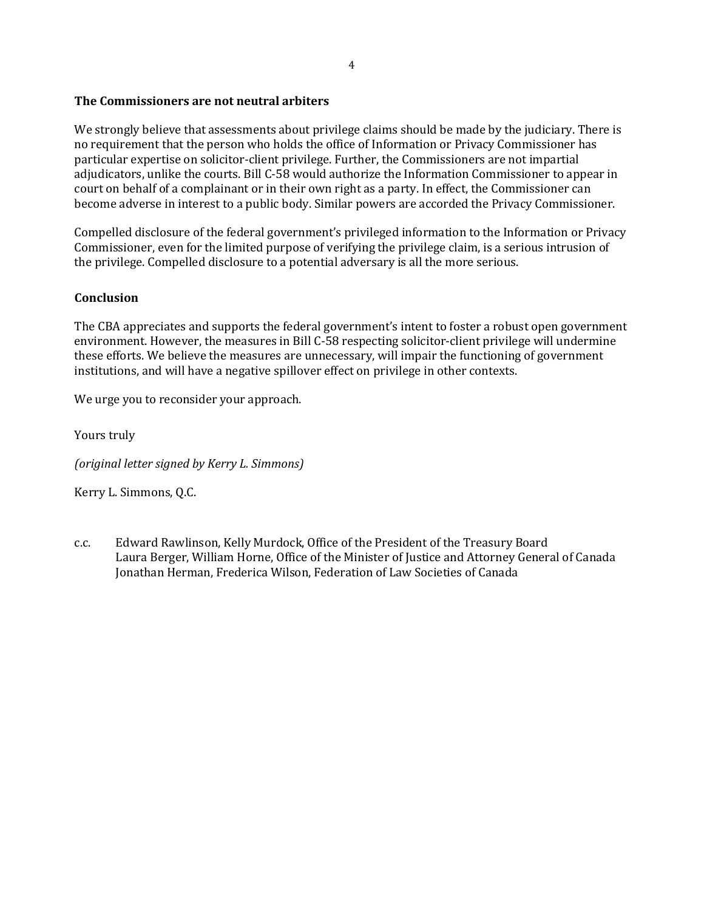**The Commissioners are not neutral arbiters**

We strongly believe that assessments about privilege claims should be made by the judiciary. There is no requirement that the person who holds the office of Information or Privacy Commissioner has particular expertise on solicitor-client privilege. Further, the Commissioners are not impartial adjudicators, unlike the courts. Bill C-58 would authorize the Information Commissioner to appear in court on behalf of a complainant or in their own right as a party. In effect, the Commissioner can become adverse in interest to a public body. Similar powers are accorded the Privacy Commissioner.

Compelled disclosure of the federal government's privileged information to the Information or Privacy Commissioner, even for the limited purpose of verifying the privilege claim, is a serious intrusion of the privilege. Compelled disclosure to a potential adversary is all the more serious.

**Conclusion**

The CBA appreciates and supports the federal government's intent to foster a robust open government environment. However, the measures in Bill C-58 respecting solicitor-client privilege will undermine these efforts. We believe the measures are unnecessary, will impair the functioning of government institutions, and will have a negative spillover effect on privilege in other contexts.

We urge you to reconsider your approach.

Yours truly

*(original letter signed by Kerry L. Simmons)*

Kerry L. Simmons, Q.C.

c.c. Edward Rawlinson, Kelly Murdock, Office of the President of the Treasury Board
Laura Berger, William Horne, Office of the Minister of Justice and Attorney General of Canada
Jonathan Herman, Frederica Wilson, Federation of Law Societies of Canada